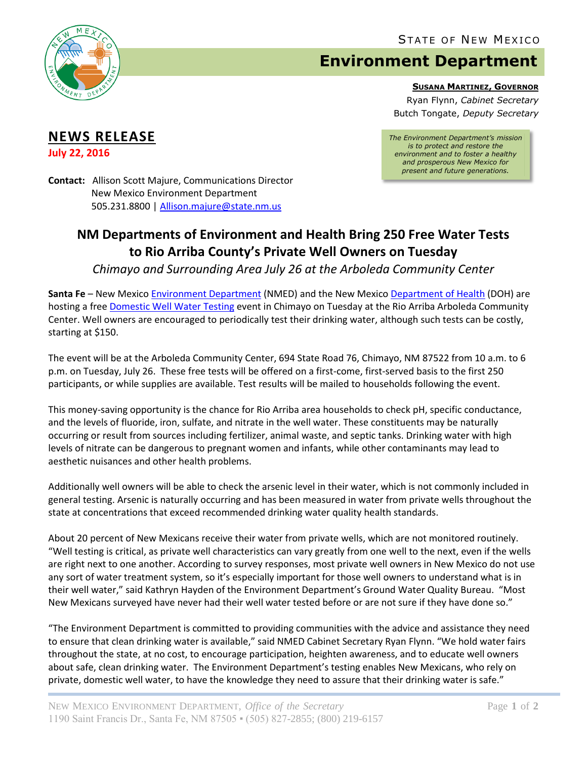STATE OF NEW MEXICO

# Environment Department

**SUSANA MARTINEZ, GOVERNOR**

Ryan Flynn, *Cabinet Secretary*

Butch Tongate, *Deputy Secretary*

*The Environment Department's mission is to protect and restore the environment and to foster a healthy and prosperous New Mexico for present and future generations.*

## NEWS RELEASE

**July 22, 2016**

**Contact:** Allison Scott Majure, Communications Director
New Mexico Environment Department
505.231.8800 | Allison.majure@state.nm.us

## NM Departments of Environment and Health Bring 250 Free Water Tests to Rio Arriba County's Private Well Owners on Tuesday

*Chimayo and Surrounding Area July 26 at the Arboleda Community Center*

**Santa Fe** – New Mexico Environment Department (NMED) and the New Mexico Department of Health (DOH) are hosting a free Domestic Well Water Testing event in Chimayo on Tuesday at the Rio Arriba Arboleda Community Center. Well owners are encouraged to periodically test their drinking water, although such tests can be costly, starting at $150.

The event will be at the Arboleda Community Center, 694 State Road 76, Chimayo, NM 87522 from 10 a.m. to 6 p.m. on Tuesday, July 26. These free tests will be offered on a first-come, first-served basis to the first 250 participants, or while supplies are available. Test results will be mailed to households following the event.

This money-saving opportunity is the chance for Rio Arriba area households to check pH, specific conductance, and the levels of fluoride, iron, sulfate, and nitrate in the well water. These constituents may be naturally occurring or result from sources including fertilizer, animal waste, and septic tanks. Drinking water with high levels of nitrate can be dangerous to pregnant women and infants, while other contaminants may lead to aesthetic nuisances and other health problems.

Additionally well owners will be able to check the arsenic level in their water, which is not commonly included in general testing. Arsenic is naturally occurring and has been measured in water from private wells throughout the state at concentrations that exceed recommended drinking water quality health standards.

About 20 percent of New Mexicans receive their water from private wells, which are not monitored routinely. "Well testing is critical, as private well characteristics can vary greatly from one well to the next, even if the wells are right next to one another. According to survey responses, most private well owners in New Mexico do not use any sort of water treatment system, so it's especially important for those well owners to understand what is in their well water," said Kathryn Hayden of the Environment Department's Ground Water Quality Bureau. "Most New Mexicans surveyed have never had their well water tested before or are not sure if they have done so."

"The Environment Department is committed to providing communities with the advice and assistance they need to ensure that clean drinking water is available," said NMED Cabinet Secretary Ryan Flynn. "We hold water fairs throughout the state, at no cost, to encourage participation, heighten awareness, and to educate well owners about safe, clean drinking water. The Environment Department's testing enables New Mexicans, who rely on private, domestic well water, to have the knowledge they need to assure that their drinking water is safe."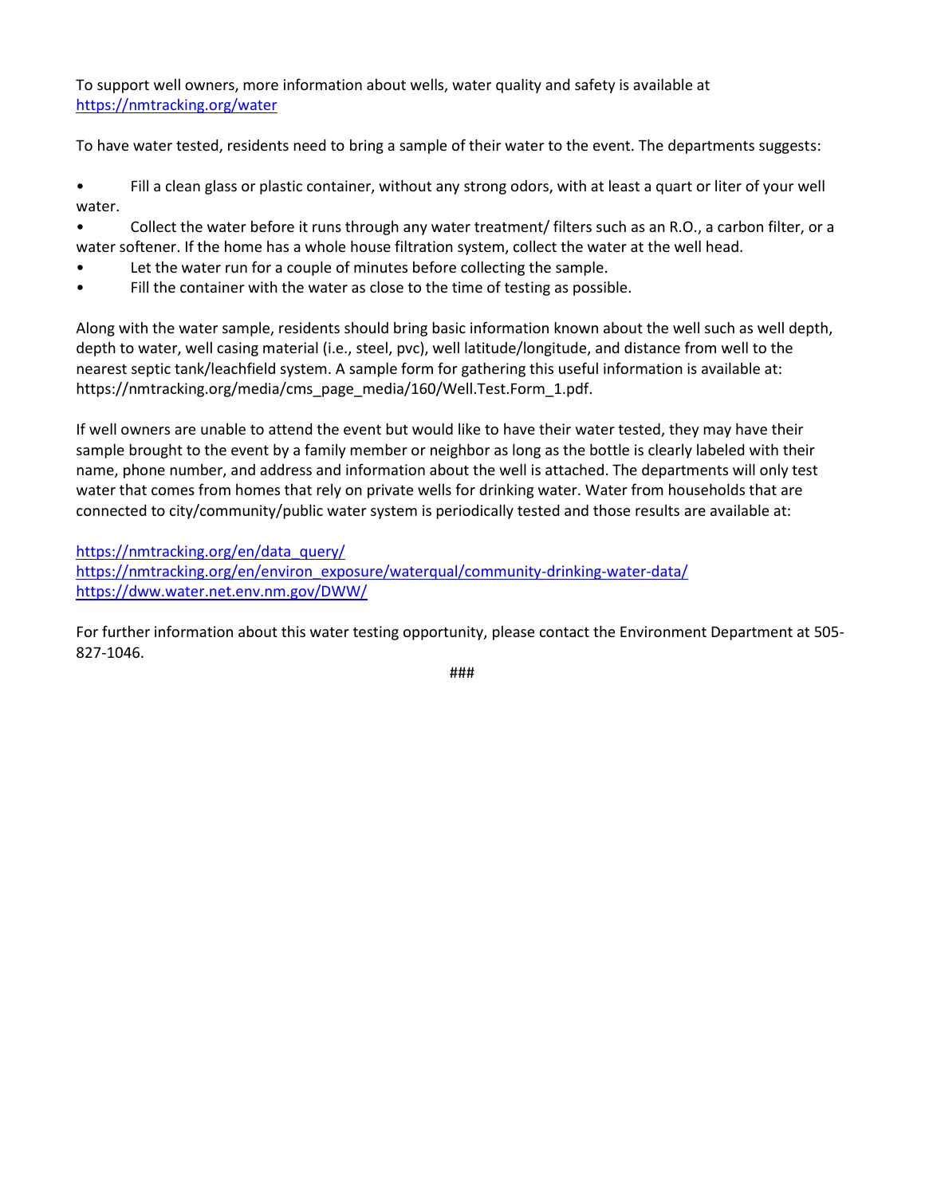To support well owners, more information about wells, water quality and safety is available at https://nmtracking.org/water

To have water tested, residents need to bring a sample of their water to the event. The departments suggests:

- Fill a clean glass or plastic container, without any strong odors, with at least a quart or liter of your well water.
- Collect the water before it runs through any water treatment/ filters such as an R.O., a carbon filter, or a water softener. If the home has a whole house filtration system, collect the water at the well head.
- Let the water run for a couple of minutes before collecting the sample.
- Fill the container with the water as close to the time of testing as possible.

Along with the water sample, residents should bring basic information known about the well such as well depth, depth to water, well casing material (i.e., steel, pvc), well latitude/longitude, and distance from well to the nearest septic tank/leachfield system. A sample form for gathering this useful information is available at: https://nmtracking.org/media/cms_page_media/160/Well.Test.Form_1.pdf.

If well owners are unable to attend the event but would like to have their water tested, they may have their sample brought to the event by a family member or neighbor as long as the bottle is clearly labeled with their name, phone number, and address and information about the well is attached. The departments will only test water that comes from homes that rely on private wells for drinking water. Water from households that are connected to city/community/public water system is periodically tested and those results are available at:

https://nmtracking.org/en/data_query/
https://nmtracking.org/en/environ_exposure/waterqual/community-drinking-water-data/
https://dww.water.net.env.nm.gov/DWW/

For further information about this water testing opportunity, please contact the Environment Department at 505-827-1046.

###